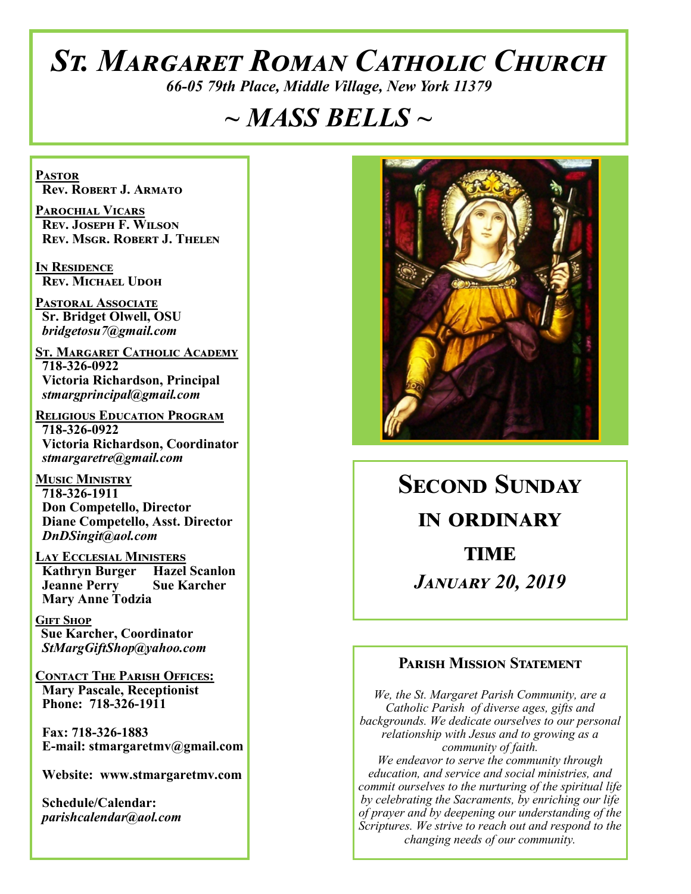# St. Margaret Roman Catholic Church

*66-05 79th Place, Middle Village, New York 11379*

## ~ MASS BELLS ~

**Pastor**
Rev. Robert J. Armato

**Parochial Vicars**
Rev. Joseph F. Wilson
Rev. Msgr. Robert J. Thelen

**In Residence**
Rev. Michael Udoh

**Pastoral Associate**
Sr. Bridget Olwell, OSU
*bridgetosu7@gmail.com*

**St. Margaret Catholic Academy**
718-326-0922
Victoria Richardson, Principal
*stmargprincipal@gmail.com*

**Religious Education Program**
718-326-0922
Victoria Richardson, Coordinator
*stmargaretre@gmail.com*

**Music Ministry**
718-326-1911
Don Competello, Director
Diane Competello, Asst. Director
*DnDSingit@aol.com*

**Lay Ecclesial Ministers**
Kathryn Burger
Hazel Scanlon
Jeanne Perry
Sue Karcher
Mary Anne Todzia

**Gift Shop**
Sue Karcher, Coordinator
*StMargGiftShop@yahoo.com*

**Contact The Parish Offices:**
Mary Pascale, Receptionist
Phone: 718-326-1911

Fax: 718-326-1883
E-mail: stmargaretmv@gmail.com

Website: www.stmargaretmv.com

Schedule/Calendar:
*parishcalendar@aol.com*

## Second Sunday in Ordinary Time

### *January 20, 2019*

### Parish Mission Statement

*We, the St. Margaret Parish Community, are a Catholic Parish of diverse ages, gifts and backgrounds. We dedicate ourselves to our personal relationship with Jesus and to growing as a community of faith.*
*We endeavor to serve the community through education, and service and social ministries, and commit ourselves to the nurturing of the spiritual life by celebrating the Sacraments, by enriching our life of prayer and by deepening our understanding of the Scriptures. We strive to reach out and respond to the changing needs of our community.*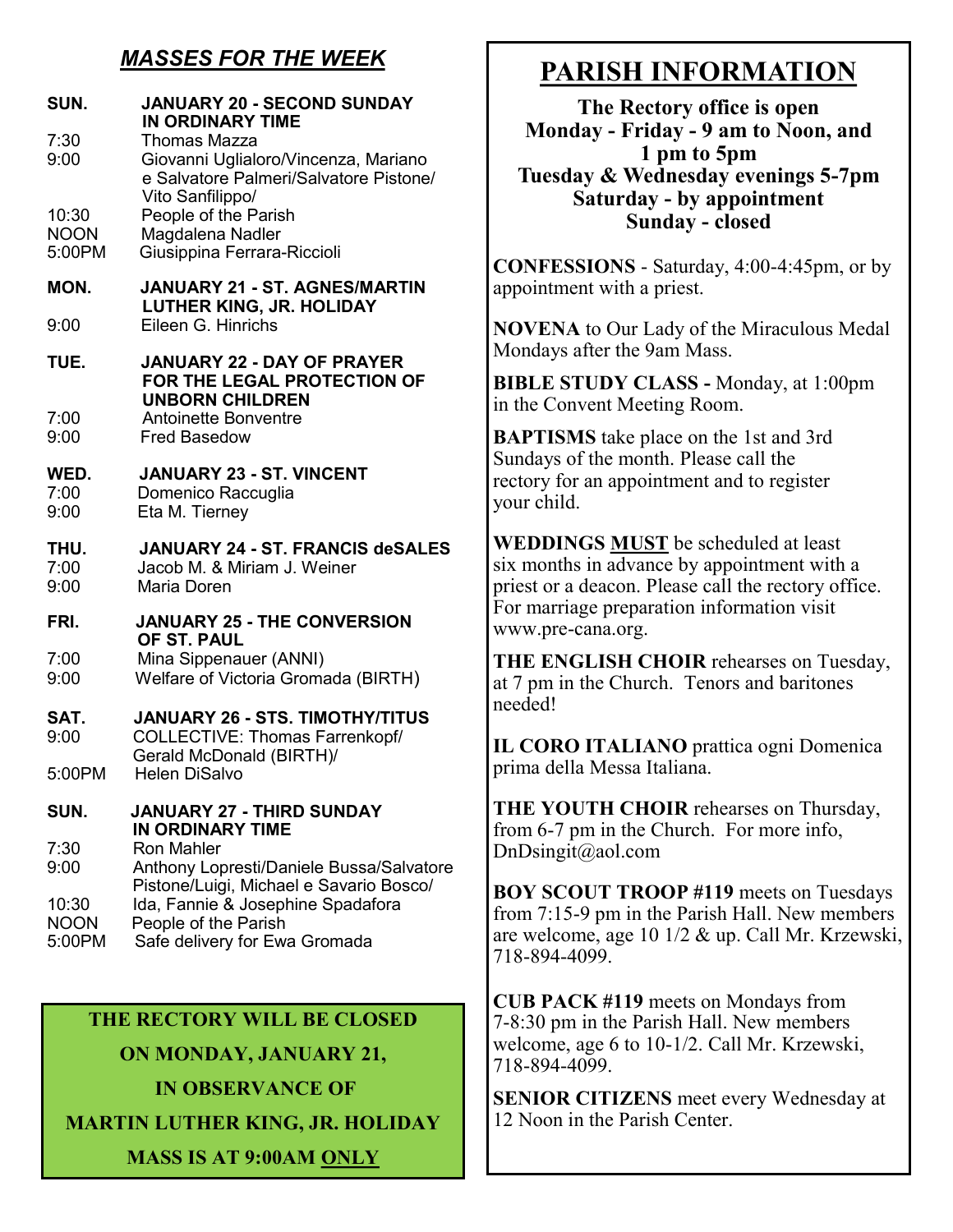## *MASSES FOR THE WEEK*

**SUN. — JANUARY 20 - SECOND SUNDAY IN ORDINARY TIME**

| | |
|---|---|
| 7:30 | Thomas Mazza |
| 9:00 | Giovanni Uglialoro/Vincenza, Mariano e Salvatore Palmeri/Salvatore Pistone/ Vito Sanfilippo/ |
| 10:30 | People of the Parish |
| NOON | Magdalena Nadler |
| 5:00PM | Giusippina Ferrara-Riccioli |

**MON. — JANUARY 21 - ST. AGNES/MARTIN LUTHER KING, JR. HOLIDAY**

| | |
|---|---|
| 9:00 | Eileen G. Hinrichs |

**TUE. — JANUARY 22 - DAY OF PRAYER FOR THE LEGAL PROTECTION OF UNBORN CHILDREN**

| | |
|---|---|
| 7:00 | Antoinette Bonventre |
| 9:00 | Fred Basedow |

**WED. — JANUARY 23 - ST. VINCENT**

| | |
|---|---|
| 7:00 | Domenico Raccuglia |
| 9:00 | Eta M. Tierney |

**THU. — JANUARY 24 - ST. FRANCIS deSALES**

| | |
|---|---|
| 7:00 | Jacob M. & Miriam J. Weiner |
| 9:00 | Maria Doren |

**FRI. — JANUARY 25 - THE CONVERSION OF ST. PAUL**

| | |
|---|---|
| 7:00 | Mina Sippenauer (ANNI) |
| 9:00 | Welfare of Victoria Gromada (BIRTH) |

**SAT. — JANUARY 26 - STS. TIMOTHY/TITUS**

| | |
|---|---|
| 9:00 | COLLECTIVE: Thomas Farrenkopf/ Gerald McDonald (BIRTH)/ |
| 5:00PM | Helen DiSalvo |

**SUN. — JANUARY 27 - THIRD SUNDAY IN ORDINARY TIME**

| | |
|---|---|
| 7:30 | Ron Mahler |
| 9:00 | Anthony Lopresti/Daniele Bussa/Salvatore Pistone/Luigi, Michael e Savario Bosco/ |
| 10:30 | Ida, Fannie & Josephine Spadafora |
| NOON | People of the Parish |
| 5:00PM | Safe delivery for Ewa Gromada |

**THE RECTORY WILL BE CLOSED**
**ON MONDAY, JANUARY 21,**
**IN OBSERVANCE OF**
**MARTIN LUTHER KING, JR. HOLIDAY**
**MASS IS AT 9:00AM <u>ONLY</u>**

# PARISH INFORMATION

**The Rectory office is open**
**Monday - Friday - 9 am to Noon, and 1 pm to 5pm**
**Tuesday & Wednesday evenings 5-7pm**
**Saturday - by appointment**
**Sunday - closed**

**CONFESSIONS** - Saturday, 4:00-4:45pm, or by appointment with a priest.

**NOVENA** to Our Lady of the Miraculous Medal Mondays after the 9am Mass.

**BIBLE STUDY CLASS -** Monday, at 1:00pm in the Convent Meeting Room.

**BAPTISMS** take place on the 1st and 3rd Sundays of the month. Please call the rectory for an appointment and to register your child.

**WEDDINGS <u>MUST</u>** be scheduled at least six months in advance by appointment with a priest or a deacon. Please call the rectory office. For marriage preparation information visit www.pre-cana.org.

**THE ENGLISH CHOIR** rehearses on Tuesday, at 7 pm in the Church. Tenors and baritones needed!

**IL CORO ITALIANO** prattica ogni Domenica prima della Messa Italiana.

**THE YOUTH CHOIR** rehearses on Thursday, from 6-7 pm in the Church. For more info, DnDsingit@aol.com

**BOY SCOUT TROOP #119** meets on Tuesdays from 7:15-9 pm in the Parish Hall. New members are welcome, age 10 1/2 & up. Call Mr. Krzewski, 718-894-4099.

**CUB PACK #119** meets on Mondays from 7-8:30 pm in the Parish Hall. New members welcome, age 6 to 10-1/2. Call Mr. Krzewski, 718-894-4099.

**SENIOR CITIZENS** meet every Wednesday at 12 Noon in the Parish Center.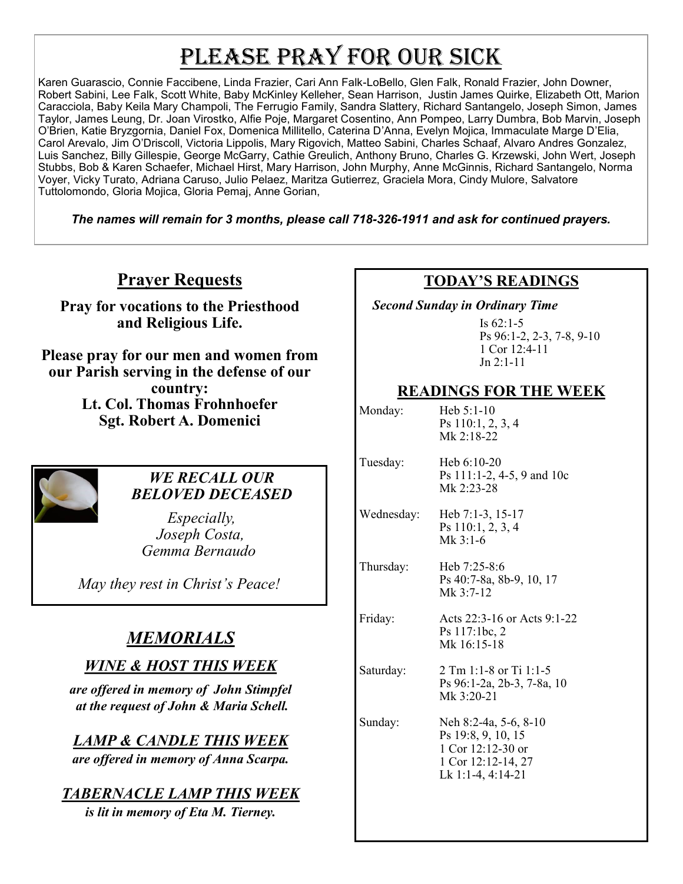# Please Pray for Our Sick

Karen Guarascio, Connie Faccibene, Linda Frazier, Cari Ann Falk-LoBello, Glen Falk, Ronald Frazier, John Downer, Robert Sabini, Lee Falk, Scott White, Baby McKinley Kelleher, Sean Harrison, Justin James Quirke, Elizabeth Ott, Marion Caracciola, Baby Keila Mary Champoli, The Ferrugio Family, Sandra Slattery, Richard Santangelo, Joseph Simon, James Taylor, James Leung, Dr. Joan Virostko, Alfie Poje, Margaret Cosentino, Ann Pompeo, Larry Dumbra, Bob Marvin, Joseph O'Brien, Katie Bryzgornia, Daniel Fox, Domenica Millitello, Caterina D'Anna, Evelyn Mojica, Immaculate Marge D'Elia, Carol Arevalo, Jim O'Driscoll, Victoria Lippolis, Mary Rigovich, Matteo Sabini, Charles Schaaf, Alvaro Andres Gonzalez, Luis Sanchez, Billy Gillespie, George McGarry, Cathie Greulich, Anthony Bruno, Charles G. Krzewski, John Wert, Joseph Stubbs, Bob & Karen Schaefer, Michael Hirst, Mary Harrison, John Murphy, Anne McGinnis, Richard Santangelo, Norma Voyer, Vicky Turato, Adriana Caruso, Julio Pelaez, Maritza Gutierrez, Graciela Mora, Cindy Mulore, Salvatore Tuttolomondo, Gloria Mojica, Gloria Pemaj, Anne Gorian,

***The names will remain for 3 months, please call 718-326-1911 and ask for continued prayers.***

## Prayer Requests

**Pray for vocations to the Priesthood and Religious Life.**

**Please pray for our men and women from our Parish serving in the defense of our country:**
**Lt. Col. Thomas Frohnhoefer**
**Sgt. Robert A. Domenici**

***WE RECALL OUR BELOVED DECEASED***

*Especially,*
*Joseph Costa,*
*Gemma Bernaudo*

*May they rest in Christ's Peace!*

## *MEMORIALS*

### *WINE & HOST THIS WEEK*

***are offered in memory of John Stimpfel at the request of John & Maria Schell.***

### *LAMP & CANDLE THIS WEEK*

***are offered in memory of Anna Scarpa.***

### *TABERNACLE LAMP THIS WEEK*

***is lit in memory of Eta M. Tierney.***

## TODAY'S READINGS

***Second Sunday in Ordinary Time***

Is 62:1-5
Ps 96:1-2, 2-3, 7-8, 9-10
1 Cor 12:4-11
Jn 2:1-11

## READINGS FOR THE WEEK

| | |
|---|---|
| Monday: | Heb 5:1-10<br>Ps 110:1, 2, 3, 4<br>Mk 2:18-22 |
| Tuesday: | Heb 6:10-20<br>Ps 111:1-2, 4-5, 9 and 10c<br>Mk 2:23-28 |
| Wednesday: | Heb 7:1-3, 15-17<br>Ps 110:1, 2, 3, 4<br>Mk 3:1-6 |
| Thursday: | Heb 7:25-8:6<br>Ps 40:7-8a, 8b-9, 10, 17<br>Mk 3:7-12 |
| Friday: | Acts 22:3-16 or Acts 9:1-22<br>Ps 117:1bc, 2<br>Mk 16:15-18 |
| Saturday: | 2 Tm 1:1-8 or Ti 1:1-5<br>Ps 96:1-2a, 2b-3, 7-8a, 10<br>Mk 3:20-21 |
| Sunday: | Neh 8:2-4a, 5-6, 8-10<br>Ps 19:8, 9, 10, 15<br>1 Cor 12:12-30 or<br>1 Cor 12:12-14, 27<br>Lk 1:1-4, 4:14-21 |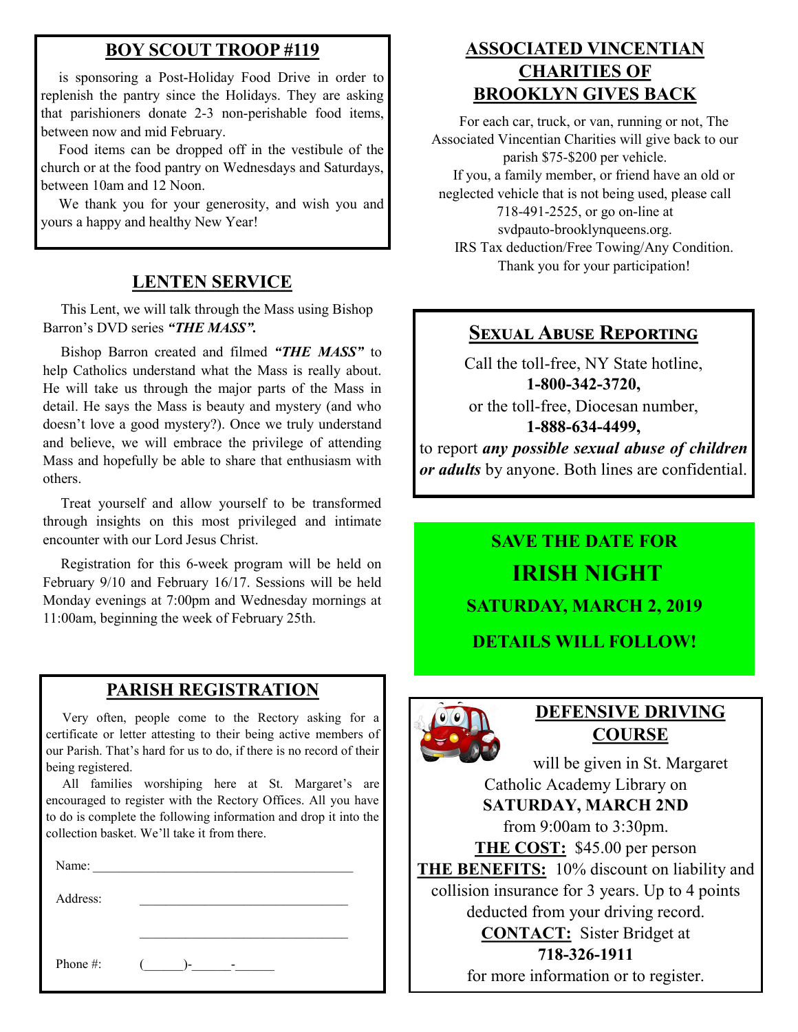## BOY SCOUT TROOP #119

is sponsoring a Post-Holiday Food Drive in order to replenish the pantry since the Holidays. They are asking that parishioners donate 2-3 non-perishable food items, between now and mid February.

Food items can be dropped off in the vestibule of the church or at the food pantry on Wednesdays and Saturdays, between 10am and 12 Noon.

We thank you for your generosity, and wish you and yours a happy and healthy New Year!

## LENTEN SERVICE

This Lent, we will talk through the Mass using Bishop Barron's DVD series ***"THE MASS".***

Bishop Barron created and filmed ***"THE MASS"*** to help Catholics understand what the Mass is really about. He will take us through the major parts of the Mass in detail. He says the Mass is beauty and mystery (and who doesn't love a good mystery?). Once we truly understand and believe, we will embrace the privilege of attending Mass and hopefully be able to share that enthusiasm with others.

Treat yourself and allow yourself to be transformed through insights on this most privileged and intimate encounter with our Lord Jesus Christ.

Registration for this 6-week program will be held on February 9/10 and February 16/17. Sessions will be held Monday evenings at 7:00pm and Wednesday mornings at 11:00am, beginning the week of February 25th.

## PARISH REGISTRATION

Very often, people come to the Rectory asking for a certificate or letter attesting to their being active members of our Parish. That's hard for us to do, if there is no record of their being registered.

All families worshiping here at St. Margaret's are encouraged to register with the Rectory Offices. All you have to do is complete the following information and drop it into the collection basket. We'll take it from there.

Name: ________________________________________

Address: ________________________________

________________________________

Phone #: (______)-______-______

## ASSOCIATED VINCENTIAN CHARITIES OF BROOKLYN GIVES BACK

For each car, truck, or van, running or not, The Associated Vincentian Charities will give back to our parish $75-$200 per vehicle.

If you, a family member, or friend have an old or neglected vehicle that is not being used, please call 718-491-2525, or go on-line at svdpauto-brooklynqueens.org.

IRS Tax deduction/Free Towing/Any Condition.
Thank you for your participation!

## SEXUAL ABUSE REPORTING

Call the toll-free, NY State hotline,
**1-800-342-3720,**
or the toll-free, Diocesan number,
**1-888-634-4499,**
to report ***any possible sexual abuse of children or adults*** by anyone. Both lines are confidential.

**SAVE THE DATE FOR**

# IRISH NIGHT

**SATURDAY, MARCH 2, 2019**

**DETAILS WILL FOLLOW!**

## DEFENSIVE DRIVING COURSE

will be given in St. Margaret Catholic Academy Library on
**SATURDAY, MARCH 2ND**
from 9:00am to 3:30pm.

**THE COST:** $45.00 per person

**THE BENEFITS:** 10% discount on liability and collision insurance for 3 years. Up to 4 points deducted from your driving record.

**CONTACT:** Sister Bridget at
**718-326-1911**
for more information or to register.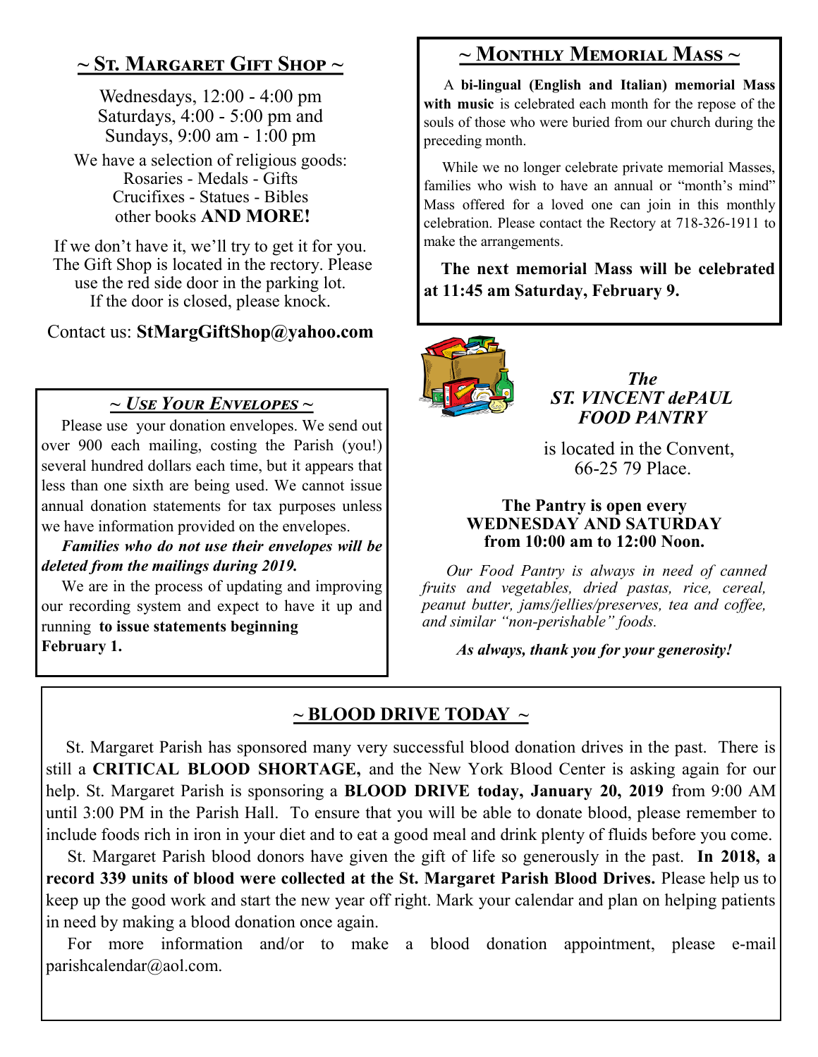## ~ St. Margaret Gift Shop ~

Wednesdays, 12:00 - 4:00 pm
Saturdays, 4:00 - 5:00 pm and
Sundays, 9:00 am - 1:00 pm

We have a selection of religious goods:
Rosaries - Medals - Gifts
Crucifixes - Statues - Bibles
other books **AND MORE!**

If we don't have it, we'll try to get it for you. The Gift Shop is located in the rectory. Please use the red side door in the parking lot. If the door is closed, please knock.

Contact us: **StMargGiftShop@yahoo.com**

## ~ *Use Your Envelopes* ~

Please use your donation envelopes. We send out over 900 each mailing, costing the Parish (you!) several hundred dollars each time, but it appears that less than one sixth are being used. We cannot issue annual donation statements for tax purposes unless we have information provided on the envelopes.

***Families who do not use their envelopes will be deleted from the mailings during 2019.***

We are in the process of updating and improving our recording system and expect to have it up and running **to issue statements beginning February 1.**

## ~ Monthly Memorial Mass ~

A **bi-lingual (English and Italian) memorial Mass with music** is celebrated each month for the repose of the souls of those who were buried from our church during the preceding month.

While we no longer celebrate private memorial Masses, families who wish to have an annual or "month's mind" Mass offered for a loved one can join in this monthly celebration. Please contact the Rectory at 718-326-1911 to make the arrangements.

**The next memorial Mass will be celebrated at 11:45 am Saturday, February 9.**

## *The ST. VINCENT dePAUL FOOD PANTRY*

is located in the Convent, 66-25 79 Place.

**The Pantry is open every WEDNESDAY AND SATURDAY from 10:00 am to 12:00 Noon.**

*Our Food Pantry is always in need of canned fruits and vegetables, dried pastas, rice, cereal, peanut butter, jams/jellies/preserves, tea and coffee, and similar "non-perishable" foods.*

***As always, thank you for your generosity!***

## ~ BLOOD DRIVE TODAY ~

St. Margaret Parish has sponsored many very successful blood donation drives in the past. There is still a **CRITICAL BLOOD SHORTAGE,** and the New York Blood Center is asking again for our help. St. Margaret Parish is sponsoring a **BLOOD DRIVE today, January 20, 2019** from 9:00 AM until 3:00 PM in the Parish Hall. To ensure that you will be able to donate blood, please remember to include foods rich in iron in your diet and to eat a good meal and drink plenty of fluids before you come.

St. Margaret Parish blood donors have given the gift of life so generously in the past. **In 2018, a record 339 units of blood were collected at the St. Margaret Parish Blood Drives.** Please help us to keep up the good work and start the new year off right. Mark your calendar and plan on helping patients in need by making a blood donation once again.

For more information and/or to make a blood donation appointment, please e-mail parishcalendar@aol.com.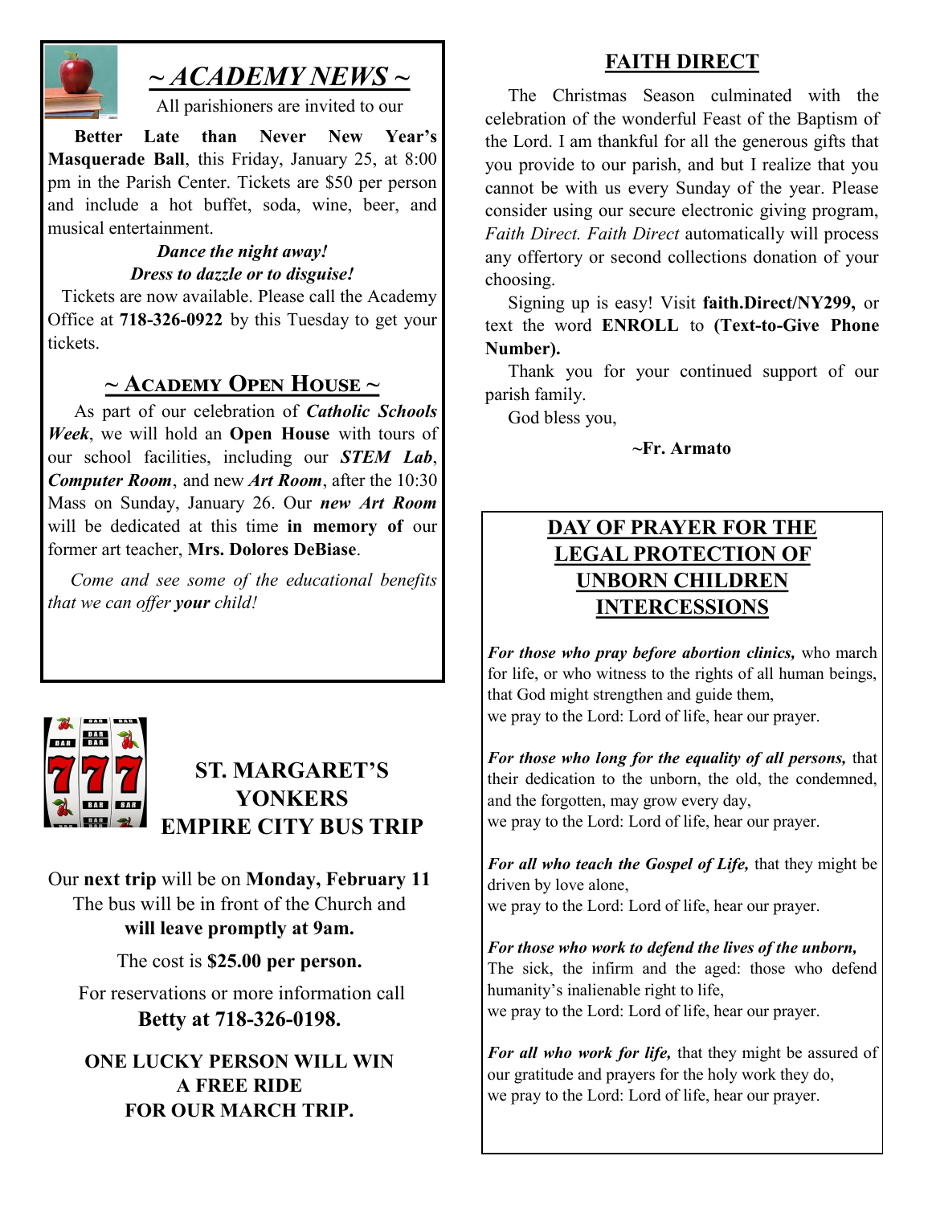## ~ *ACADEMY NEWS* ~

All parishioners are invited to our

**Better Late than Never New Year's Masquerade Ball**, this Friday, January 25, at 8:00 pm in the Parish Center. Tickets are $50 per person and include a hot buffet, soda, wine, beer, and musical entertainment.

***Dance the night away!***
***Dress to dazzle or to disguise!***

Tickets are now available. Please call the Academy Office at **718-326-0922** by this Tuesday to get your tickets.

## ~ Academy Open House ~

As part of our celebration of ***Catholic Schools Week***, we will hold an **Open House** with tours of our school facilities, including our ***STEM Lab***, ***Computer Room***, and new ***Art Room***, after the 10:30 Mass on Sunday, January 26. Our ***new Art Room*** will be dedicated at this time **in memory of** our former art teacher, **Mrs. Dolores DeBiase**.

*Come and see some of the educational benefits that we can offer* ***your*** *child!*

## ST. MARGARET'S YONKERS EMPIRE CITY BUS TRIP

Our **next trip** will be on **Monday, February 11**
The bus will be in front of the Church and **will leave promptly at 9am.**

The cost is **$25.00 per person.**

For reservations or more information call
**Betty at 718-326-0198.**

**ONE LUCKY PERSON WILL WIN A FREE RIDE FOR OUR MARCH TRIP.**

## FAITH DIRECT

The Christmas Season culminated with the celebration of the wonderful Feast of the Baptism of the Lord. I am thankful for all the generous gifts that you provide to our parish, and but I realize that you cannot be with us every Sunday of the year. Please consider using our secure electronic giving program, *Faith Direct. Faith Direct* automatically will process any offertory or second collections donation of your choosing.

Signing up is easy! Visit **faith.Direct/NY299,** or text the word **ENROLL** to **(Text-to-Give Phone Number).**

Thank you for your continued support of our parish family.

God bless you,

**~Fr. Armato**

## DAY OF PRAYER FOR THE LEGAL PROTECTION OF UNBORN CHILDREN INTERCESSIONS

***For those who pray before abortion clinics,*** who march for life, or who witness to the rights of all human beings, that God might strengthen and guide them,
we pray to the Lord: Lord of life, hear our prayer.

***For those who long for the equality of all persons,*** that their dedication to the unborn, the old, the condemned, and the forgotten, may grow every day,
we pray to the Lord: Lord of life, hear our prayer.

***For all who teach the Gospel of Life,*** that they might be driven by love alone,
we pray to the Lord: Lord of life, hear our prayer.

***For those who work to defend the lives of the unborn,*** The sick, the infirm and the aged: those who defend humanity's inalienable right to life,
we pray to the Lord: Lord of life, hear our prayer.

***For all who work for life,*** that they might be assured of our gratitude and prayers for the holy work they do,
we pray to the Lord: Lord of life, hear our prayer.